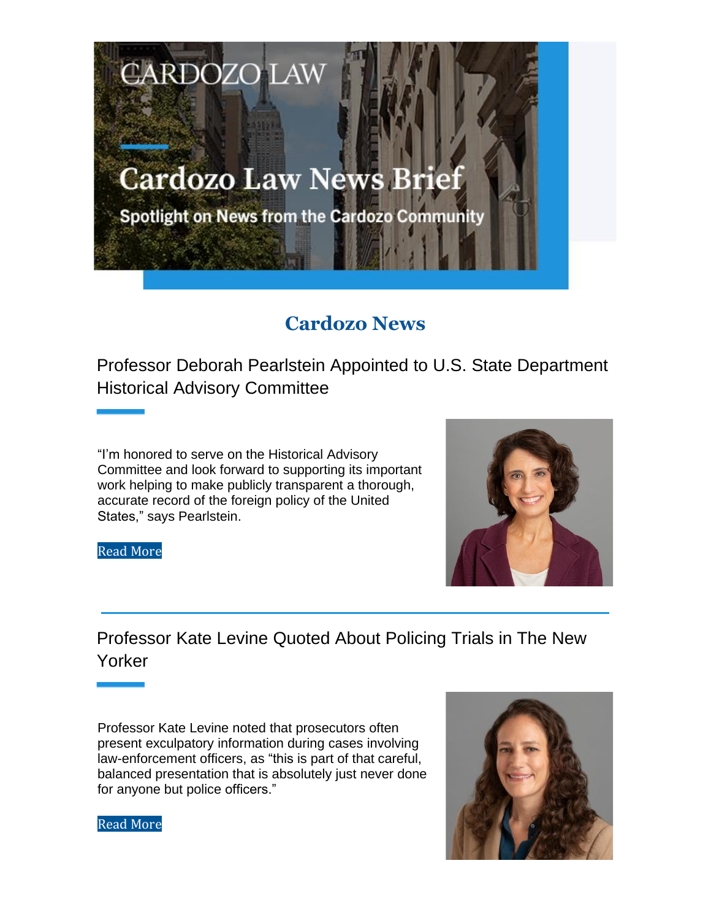CARDOZO LAW

# Cardozo Law News Brief

Spotlight on News from the Cardozo Community

## Cardozo News

### Professor Deborah Pearlstein Appointed to U.S. State Department Historical Advisory Committee

"I'm honored to serve on the Historical Advisory Committee and look forward to supporting its important work helping to make publicly transparent a thorough, accurate record of the foreign policy of the United States," says Pearlstein.

Read More

---

### Professor Kate Levine Quoted About Policing Trials in The New Yorker

Professor Kate Levine noted that prosecutors often present exculpatory information during cases involving law-enforcement officers, as "this is part of that careful, balanced presentation that is absolutely just never done for anyone but police officers."

Read More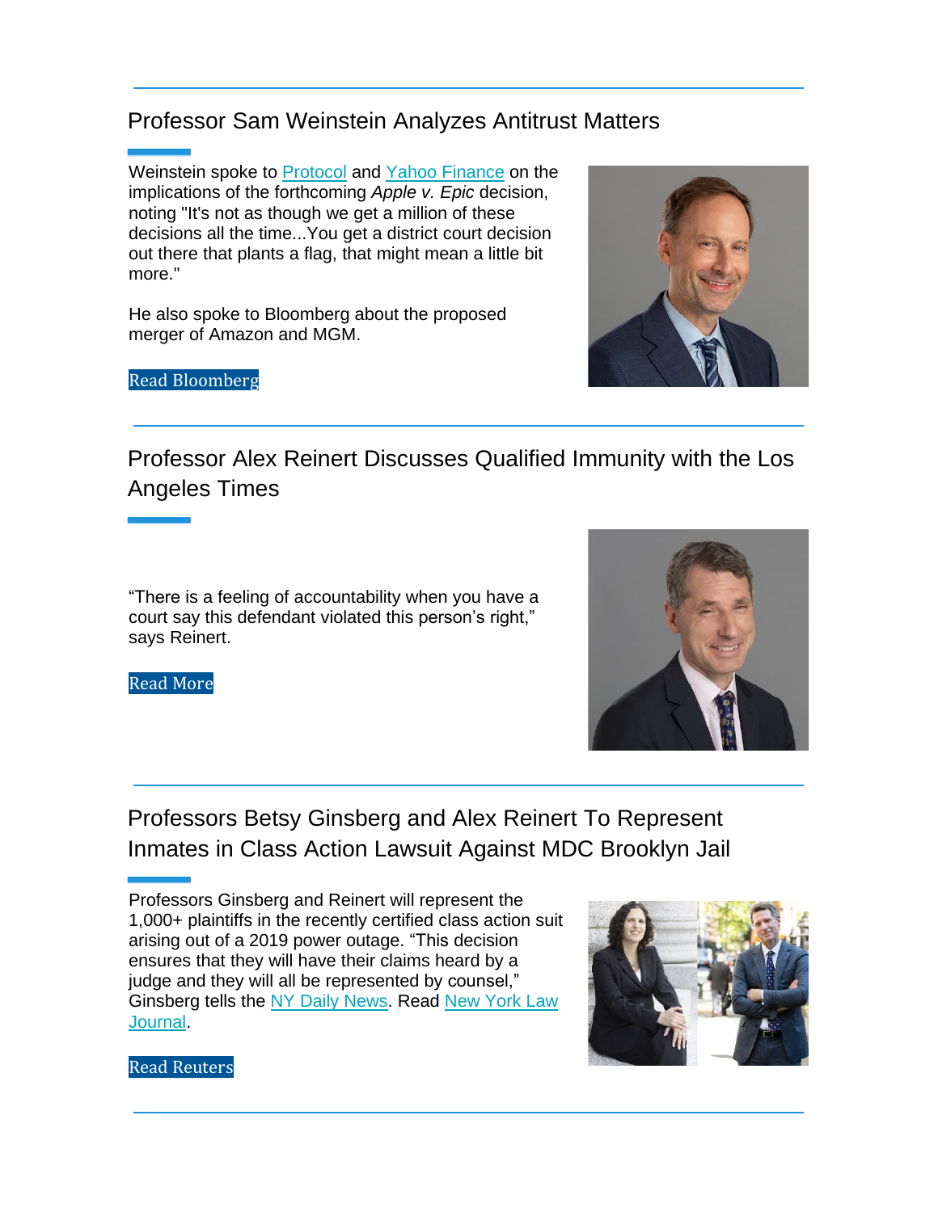## Professor Sam Weinstein Analyzes Antitrust Matters

Weinstein spoke to Protocol and Yahoo Finance on the implications of the forthcoming *Apple v. Epic* decision, noting "It's not as though we get a million of these decisions all the time...You get a district court decision out there that plants a flag, that might mean a little bit more."

He also spoke to Bloomberg about the proposed merger of Amazon and MGM.

Read Bloomberg

## Professor Alex Reinert Discusses Qualified Immunity with the Los Angeles Times

“There is a feeling of accountability when you have a court say this defendant violated this person’s right,” says Reinert.

Read More

## Professors Betsy Ginsberg and Alex Reinert To Represent Inmates in Class Action Lawsuit Against MDC Brooklyn Jail

Professors Ginsberg and Reinert will represent the 1,000+ plaintiffs in the recently certified class action suit arising out of a 2019 power outage. “This decision ensures that they will have their claims heard by a judge and they will all be represented by counsel,” Ginsberg tells the NY Daily News. Read New York Law Journal.

Read Reuters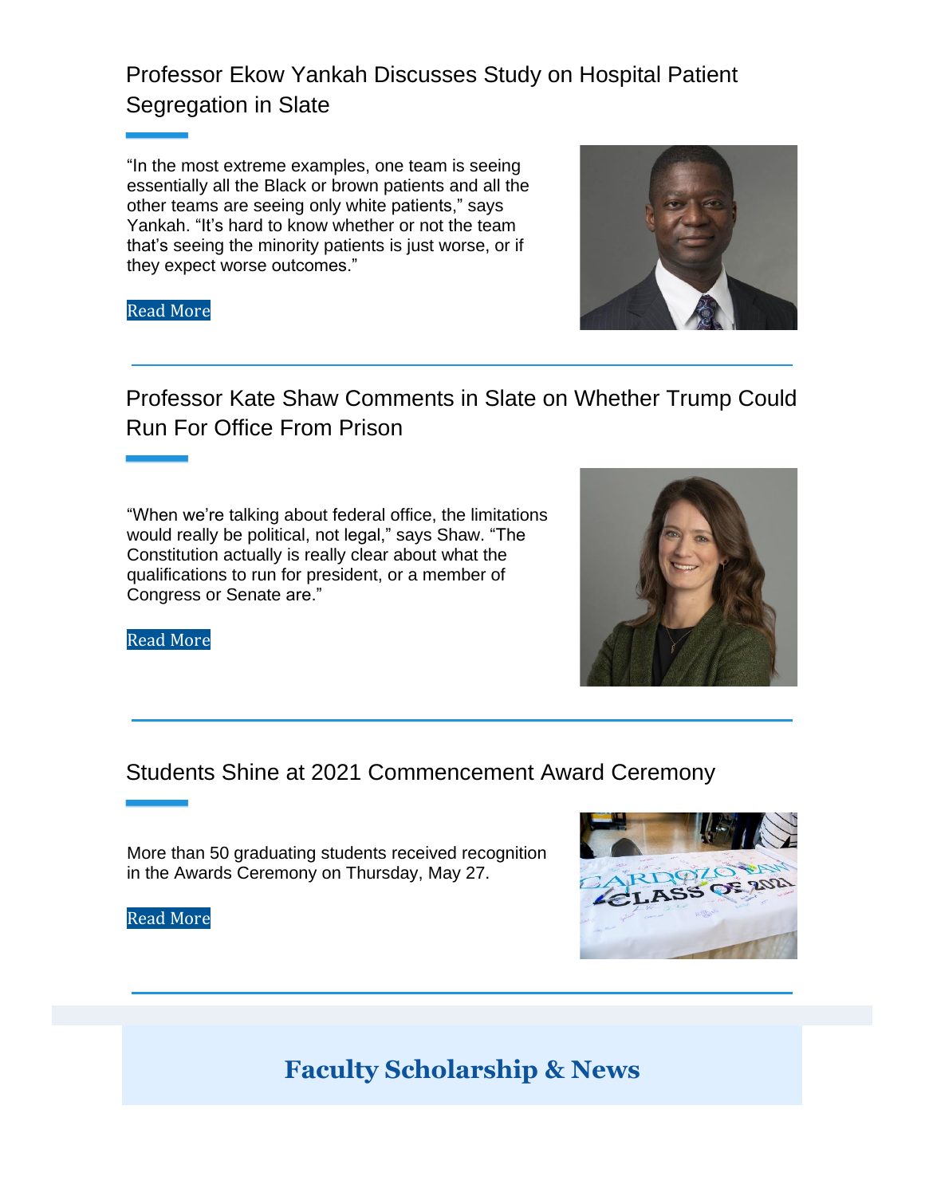## Professor Ekow Yankah Discusses Study on Hospital Patient Segregation in Slate

"In the most extreme examples, one team is seeing essentially all the Black or brown patients and all the other teams are seeing only white patients," says Yankah. "It's hard to know whether or not the team that's seeing the minority patients is just worse, or if they expect worse outcomes."

Read More

---

## Professor Kate Shaw Comments in Slate on Whether Trump Could Run For Office From Prison

"When we're talking about federal office, the limitations would really be political, not legal," says Shaw. "The Constitution actually is really clear about what the qualifications to run for president, or a member of Congress or Senate are."

Read More

---

## Students Shine at 2021 Commencement Award Ceremony

More than 50 graduating students received recognition in the Awards Ceremony on Thursday, May 27.

Read More

---

# Faculty Scholarship & News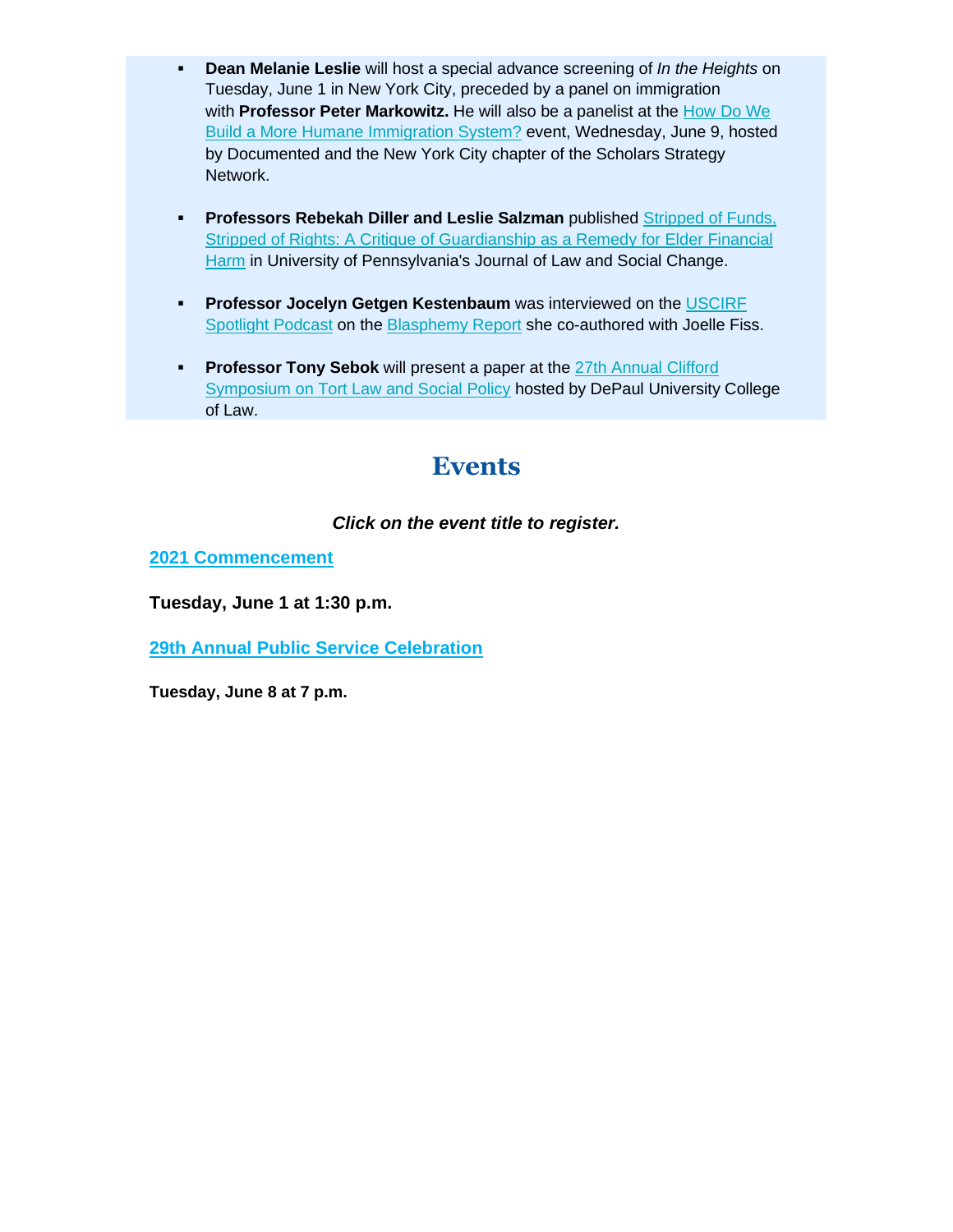- **Dean Melanie Leslie** will host a special advance screening of *In the Heights* on Tuesday, June 1 in New York City, preceded by a panel on immigration with **Professor Peter Markowitz.** He will also be a panelist at the How Do We Build a More Humane Immigration System? event, Wednesday, June 9, hosted by Documented and the New York City chapter of the Scholars Strategy Network.

- **Professors Rebekah Diller and Leslie Salzman** published Stripped of Funds, Stripped of Rights: A Critique of Guardianship as a Remedy for Elder Financial Harm in University of Pennsylvania's Journal of Law and Social Change.

- **Professor Jocelyn Getgen Kestenbaum** was interviewed on the USCIRF Spotlight Podcast on the Blasphemy Report she co-authored with Joelle Fiss.

- **Professor Tony Sebok** will present a paper at the 27th Annual Clifford Symposium on Tort Law and Social Policy hosted by DePaul University College of Law.

# Events

***Click on the event title to register.***

**2021 Commencement**

**Tuesday, June 1 at 1:30 p.m.**

**29th Annual Public Service Celebration**

**Tuesday, June 8 at 7 p.m.**